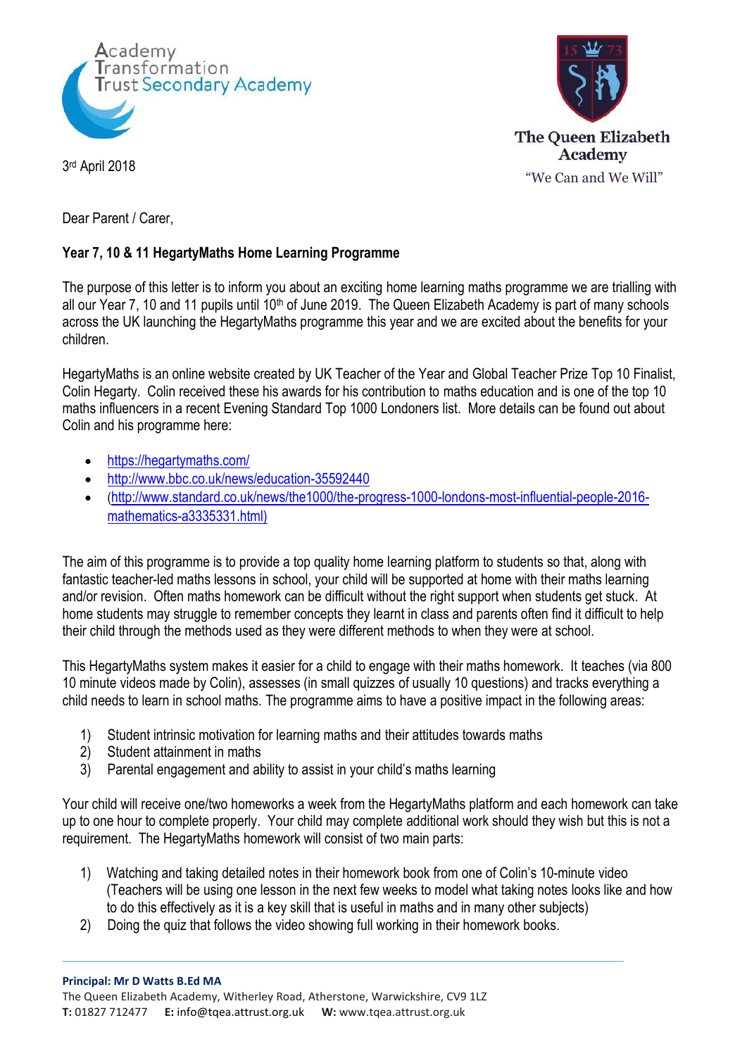Academy Transformation Trust Secondary Academy

The Queen Elizabeth Academy

"We Can and We Will"

3rd April 2018

Dear Parent / Carer,

**Year 7, 10 & 11 HegartyMaths Home Learning Programme**

The purpose of this letter is to inform you about an exciting home learning maths programme we are trialling with all our Year 7, 10 and 11 pupils until 10th of June 2019. The Queen Elizabeth Academy is part of many schools across the UK launching the HegartyMaths programme this year and we are excited about the benefits for your children.

HegartyMaths is an online website created by UK Teacher of the Year and Global Teacher Prize Top 10 Finalist, Colin Hegarty. Colin received these his awards for his contribution to maths education and is one of the top 10 maths influencers in a recent Evening Standard Top 1000 Londoners list. More details can be found out about Colin and his programme here:

- https://hegartymaths.com/
- http://www.bbc.co.uk/news/education-35592440
- (http://www.standard.co.uk/news/the1000/the-progress-1000-londons-most-influential-people-2016-mathematics-a3335331.html)

The aim of this programme is to provide a top quality home learning platform to students so that, along with fantastic teacher-led maths lessons in school, your child will be supported at home with their maths learning and/or revision. Often maths homework can be difficult without the right support when students get stuck. At home students may struggle to remember concepts they learnt in class and parents often find it difficult to help their child through the methods used as they were different methods to when they were at school.

This HegartyMaths system makes it easier for a child to engage with their maths homework. It teaches (via 800 10 minute videos made by Colin), assesses (in small quizzes of usually 10 questions) and tracks everything a child needs to learn in school maths. The programme aims to have a positive impact in the following areas:

1) Student intrinsic motivation for learning maths and their attitudes towards maths
2) Student attainment in maths
3) Parental engagement and ability to assist in your child's maths learning

Your child will receive one/two homeworks a week from the HegartyMaths platform and each homework can take up to one hour to complete properly. Your child may complete additional work should they wish but this is not a requirement. The HegartyMaths homework will consist of two main parts:

1) Watching and taking detailed notes in their homework book from one of Colin's 10-minute video (Teachers will be using one lesson in the next few weeks to model what taking notes looks like and how to do this effectively as it is a key skill that is useful in maths and in many other subjects)
2) Doing the quiz that follows the video showing full working in their homework books.

**Principal: Mr D Watts B.Ed MA**

The Queen Elizabeth Academy, Witherley Road, Atherstone, Warwickshire, CV9 1LZ

**T:** 01827 712477 **E:** info@tqea.attrust.org.uk **W:** www.tqea.attrust.org.uk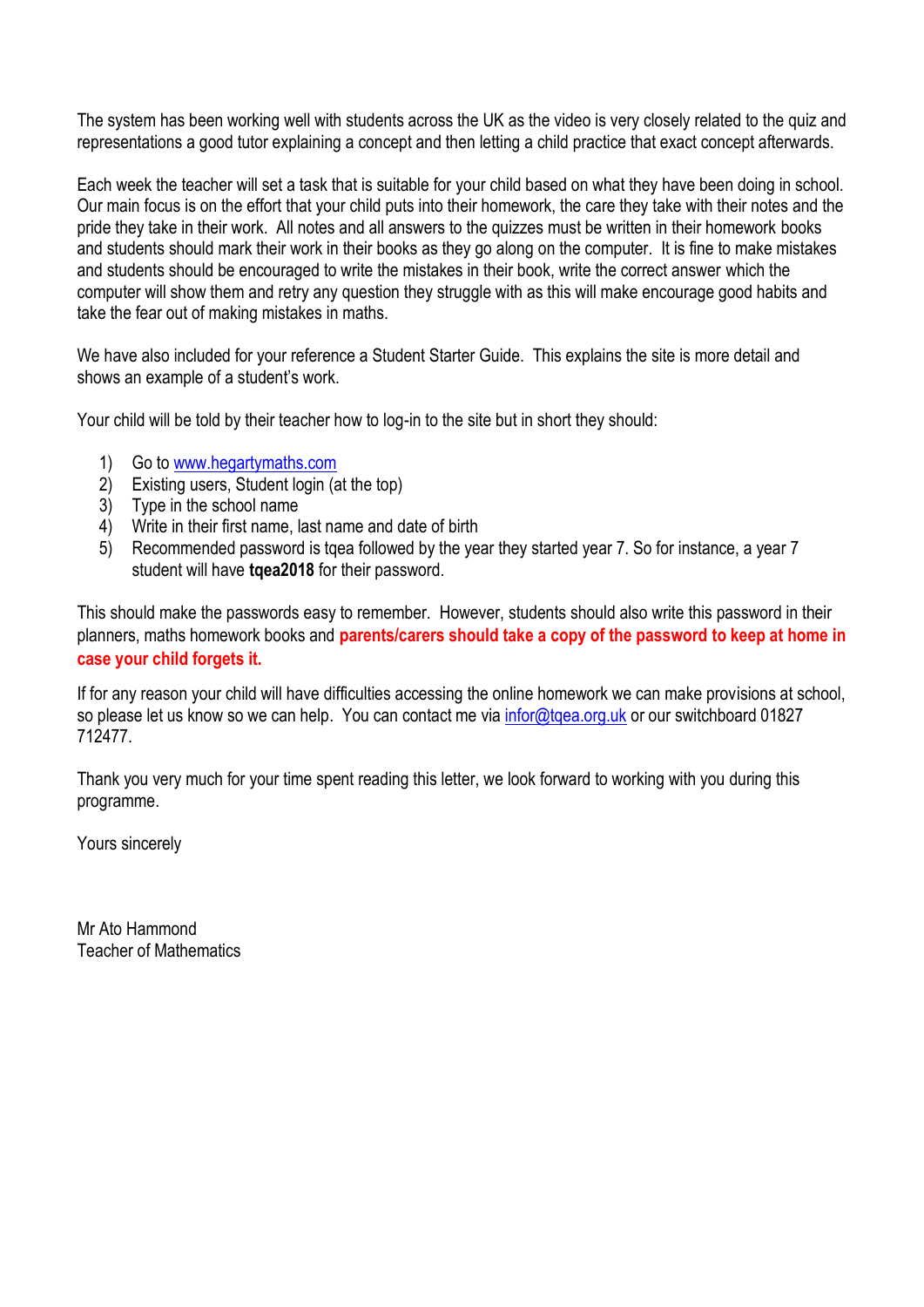The system has been working well with students across the UK as the video is very closely related to the quiz and representations a good tutor explaining a concept and then letting a child practice that exact concept afterwards.

Each week the teacher will set a task that is suitable for your child based on what they have been doing in school. Our main focus is on the effort that your child puts into their homework, the care they take with their notes and the pride they take in their work. All notes and all answers to the quizzes must be written in their homework books and students should mark their work in their books as they go along on the computer. It is fine to make mistakes and students should be encouraged to write the mistakes in their book, write the correct answer which the computer will show them and retry any question they struggle with as this will make encourage good habits and take the fear out of making mistakes in maths.

We have also included for your reference a Student Starter Guide. This explains the site is more detail and shows an example of a student's work.

Your child will be told by their teacher how to log-in to the site but in short they should:

1) Go to [www.hegartymaths.com](http://www.hegartymaths.com)
2) Existing users, Student login (at the top)
3) Type in the school name
4) Write in their first name, last name and date of birth
5) Recommended password is tqea followed by the year they started year 7. So for instance, a year 7 student will have **tqea2018** for their password.

This should make the passwords easy to remember. However, students should also write this password in their planners, maths homework books and **parents/carers should take a copy of the password to keep at home in case your child forgets it.**

If for any reason your child will have difficulties accessing the online homework we can make provisions at school, so please let us know so we can help. You can contact me via [infor@tqea.org.uk](mailto:infor@tqea.org.uk) or our switchboard 01827 712477.

Thank you very much for your time spent reading this letter, we look forward to working with you during this programme.

Yours sincerely

Mr Ato Hammond  
Teacher of Mathematics